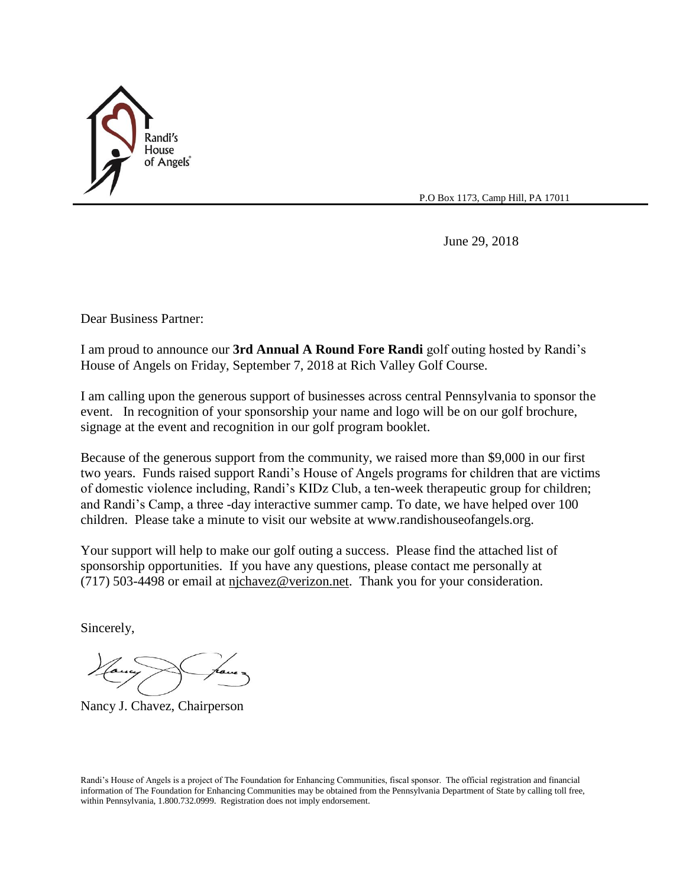Randi's House of Angels

P.O Box 1173, Camp Hill, PA 17011

June 29, 2018

Dear Business Partner:

I am proud to announce our **3rd Annual A Round Fore Randi** golf outing hosted by Randi's House of Angels on Friday, September 7, 2018 at Rich Valley Golf Course.

I am calling upon the generous support of businesses across central Pennsylvania to sponsor the event. In recognition of your sponsorship your name and logo will be on our golf brochure, signage at the event and recognition in our golf program booklet.

Because of the generous support from the community, we raised more than $9,000 in our first two years. Funds raised support Randi's House of Angels programs for children that are victims of domestic violence including, Randi's KIDz Club, a ten-week therapeutic group for children; and Randi's Camp, a three -day interactive summer camp. To date, we have helped over 100 children. Please take a minute to visit our website at www.randishouseofangels.org.

Your support will help to make our golf outing a success. Please find the attached list of sponsorship opportunities. If you have any questions, please contact me personally at (717) 503-4498 or email at njchavez@verizon.net. Thank you for your consideration.

Sincerely,

Nancy J. Chavez, Chairperson

Randi's House of Angels is a project of The Foundation for Enhancing Communities, fiscal sponsor. The official registration and financial information of The Foundation for Enhancing Communities may be obtained from the Pennsylvania Department of State by calling toll free, within Pennsylvania, 1.800.732.0999. Registration does not imply endorsement.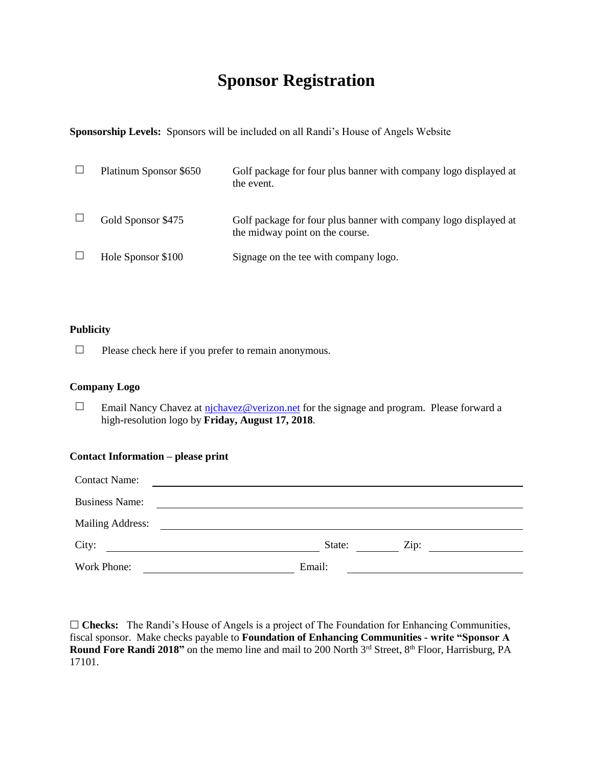# Sponsor Registration

**Sponsorship Levels:** Sponsors will be included on all Randi's House of Angels Website

| | | |
|---|---|---|
| ☐ | Platinum Sponsor $650 | Golf package for four plus banner with company logo displayed at the event. |
| ☐ | Gold Sponsor $475 | Golf package for four plus banner with company logo displayed at the midway point on the course. |
| ☐ | Hole Sponsor $100 | Signage on the tee with company logo. |

**Publicity**

☐ Please check here if you prefer to remain anonymous.

**Company Logo**

☐ Email Nancy Chavez at njchavez@verizon.net for the signage and program. Please forward a high-resolution logo by **Friday, August 17, 2018**.

**Contact Information – please print**

Contact Name: ____________________

Business Name: ____________________

Mailing Address: ____________________

City: ____________________ State: ________ Zip: ____________

Work Phone: ____________________ Email: ____________________

☐ **Checks:** The Randi's House of Angels is a project of The Foundation for Enhancing Communities, fiscal sponsor. Make checks payable to **Foundation of Enhancing Communities - write "Sponsor A Round Fore Randi 2018"** on the memo line and mail to 200 North 3rd Street, 8th Floor, Harrisburg, PA 17101.